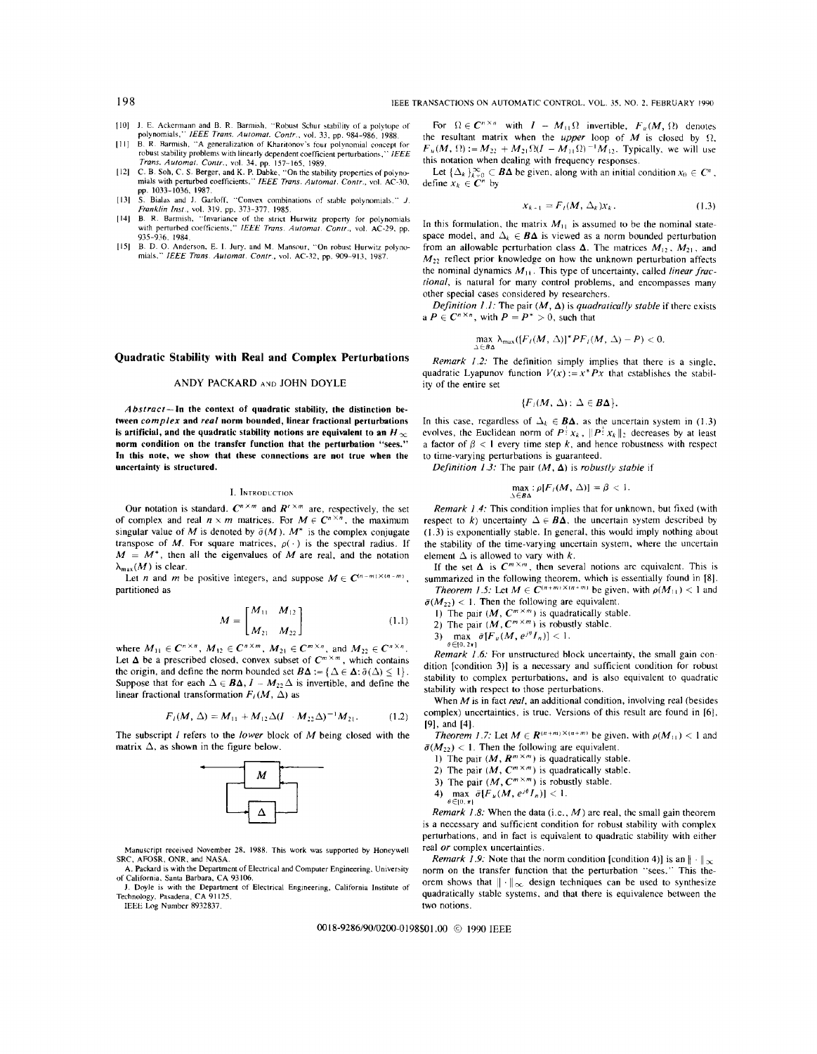[10] J. E. Ackermann and B. R. Barmish, "Robust Schur stability of a polytope of polynomials," *IEEE Trans. Automat. Contr.*, vol. 33, pp. 984–986, 1988.

[11] B. R. Barmish, "A generalization of Kharitonov's four polynomial concept for robust stability problems with linearly dependent coefficient perturbations," *IEEE Trans. Automat. Contr.*, vol. 34, pp. 157–165, 1989.

[12] C. B. Soh, C. S. Berger, and K. P. Dabke, "On the stability properties of polynomials with perturbed coefficients," *IEEE Trans. Automat. Contr.*, vol. AC-30, pp. 1033–1036, 1987.

[13] S. Bialas and J. Garloff, "Convex combinations of stable polynomials," *J. Franklin Inst.*, vol. 319, pp. 373–377, 1985.

[14] B. R. Barmish, "Invariance of the strict Hurwitz property for polynomials with perturbed coefficients," *IEEE Trans. Automat. Contr.*, vol. AC-29, pp. 935–936, 1984.

[15] B. D. O. Anderson, E. I. Jury, and M. Mansour, "On robust Hurwitz polynomials," *IEEE Trans. Automat. Contr.*, vol. AC-32, pp. 909–913, 1987.

## Quadratic Stability with Real and Complex Perturbations

ANDY PACKARD AND JOHN DOYLE

*Abstract*—**In the context of quadratic stability, the distinction between *complex* and *real* norm bounded, linear fractional perturbations is artificial, and the quadratic stability notions are equivalent to an $H_\infty$ norm condition on the transfer function that the perturbation "sees." In this note, we show that these connections are not true when the uncertainty is structured.**

### I. Introduction

Our notation is standard. $C^{n \times m}$ and $R^{n \times m}$ are, respectively, the set of complex and real $n \times m$ matrices. For $M \in C^{n \times n}$, the maximum singular value of $M$ is denoted by $\bar{\sigma}(M)$. $M^*$ is the complex conjugate transpose of $M$. For square matrices, $\rho(\cdot)$ is the spectral radius. If $M = M^*$, then all the eigenvalues of $M$ are real, and the notation $\lambda_{\max}(M)$ is clear.

Let $n$ and $m$ be positive integers, and suppose $M \in C^{(n+m) \times (n+m)}$, partitioned as

$$M = \begin{bmatrix} M_{11} & M_{12} \\ M_{21} & M_{22} \end{bmatrix} \tag{1.1}$$

where $M_{11} \in C^{n \times n}$, $M_{12} \in C^{n \times m}$, $M_{21} \in C^{m \times n}$, and $M_{22} \in C^{m \times m}$. Let $\boldsymbol{\Delta}$ be a prescribed closed, convex subset of $C^{m \times m}$, which contains the origin, and define the norm bounded set $\boldsymbol{B\Delta} := \{\Delta \in \boldsymbol{\Delta}: \bar{\sigma}(\Delta) \le 1\}$. Suppose that for each $\Delta \in \boldsymbol{B\Delta}$, $I - M_{22}\Delta$ is invertible, and define the linear fractional transformation $F_l(M, \Delta)$ as

$$F_l(M, \Delta) = M_{11} + M_{12}\Delta(I - M_{22}\Delta)^{-1}M_{21}. \tag{1.2}$$

The subscript $l$ refers to the *lower* block of $M$ being closed with the matrix $\Delta$, as shown in the figure below.

Manuscript received November 28, 1988. This work was supported by Honeywell SRC, AFOSR, ONR, and NASA.

A. Packard is with the Department of Electrical and Computer Engineering, University of California, Santa Barbara, CA 93106.

J. Doyle is with the Department of Electrical Engineering, California Institute of Technology, Pasadena, CA 91125.

IEEE Log Number 8932837.

For $\Omega \in C^{n \times n}$ with $I - M_{11}\Omega$ invertible, $F_u(M, \Omega)$ denotes the resultant matrix when the *upper* loop of $M$ is closed by $\Omega$, $F_u(M, \Omega) := M_{22} + M_{21}\Omega(I - M_{11}\Omega)^{-1}M_{12}$. Typically, we will use this notation when dealing with frequency responses.

Let $\{\Delta_k\}_{k=0}^{\infty} \subset \boldsymbol{B\Delta}$ be given, along with an initial condition $x_0 \in C^n$, define $x_k \in C^n$ by

$$x_{k+1} = F_l(M, \Delta_k)x_k. \tag{1.3}$$

In this formulation, the matrix $M_{11}$ is assumed to be the nominal state-space model, and $\Delta_k \in \boldsymbol{B\Delta}$ is viewed as a norm bounded perturbation from an allowable perturbation class $\boldsymbol{\Delta}$. The matrices $M_{12}$, $M_{21}$, and $M_{22}$ reflect prior knowledge on how the unknown perturbation affects the nominal dynamics $M_{11}$. This type of uncertainty, called *linear fractional*, is natural for many control problems, and encompasses many other special cases considered by researchers.

*Definition 1.1:* The pair $(M, \boldsymbol{\Delta})$ is *quadratically stable* if there exists a $P \in C^{n \times n}$, with $P = P^* > 0$, such that

$$\max_{\Delta \in \boldsymbol{B\Delta}} \lambda_{\max}([F_l(M, \Delta)]^* P F_l(M, \Delta) - P) < 0.$$

*Remark 1.2:* The definition simply implies that there is a single, quadratic Lyapunov function $V(x) := x^*Px$ that establishes the stability of the entire set

$$\{F_l(M, \Delta): \Delta \in \boldsymbol{B\Delta}\}.$$

In this case, regardless of $\Delta_k \in \boldsymbol{B\Delta}$, as the uncertain system in (1.3) evolves, the Euclidean norm of $P^{\frac{1}{2}}x_k$, $\|P^{\frac{1}{2}}x_k\|_2$ decreases by at least a factor of $\beta < 1$ every time step $k$, and hence robustness with respect to time-varying perturbations is guaranteed.

*Definition 1.3:* The pair $(M, \boldsymbol{\Delta})$ is *robustly stable* if

$$\max_{\Delta \in \boldsymbol{B\Delta}} : \rho[F_l(M, \Delta)] = \beta < 1.$$

*Remark 1.4:* This condition implies that for unknown, but fixed (with respect to $k$) uncertainty $\Delta \in \boldsymbol{B\Delta}$, the uncertain system described by (1.3) is exponentially stable. In general, this would imply nothing about the stability of the time-varying uncertain system, where the uncertain element $\Delta$ is allowed to vary with $k$.

If the set $\boldsymbol{\Delta}$ is $C^{m \times m}$, then several notions are equivalent. This is summarized in the following theorem, which is essentially found in [8].

*Theorem 1.5:* Let $M \in C^{(n+m) \times (n+m)}$ be given, with $\rho(M_{11}) < 1$ and $\bar{\sigma}(M_{22}) < 1$. Then the following are equivalent.

1) The pair $(M, C^{m \times m})$ is quadratically stable.
2) The pair $(M, C^{m \times m})$ is robustly stable.
3) $\max_{\theta \in [0, 2\pi]} \bar{\sigma}[F_u(M, e^{j\theta}I_n)] < 1$.

*Remark 1.6:* For unstructured block uncertainty, the small gain condition [condition 3)] is a necessary and sufficient condition for robust stability to complex perturbations, and is also equivalent to quadratic stability with respect to those perturbations.

When $M$ is in fact *real*, an additional condition, involving real (besides complex) uncertainties, is true. Versions of this result are found in [6], [9], and [4].

*Theorem 1.7:* Let $M \in R^{(n+m) \times (n+m)}$ be given, with $\rho(M_{11}) < 1$ and $\bar{\sigma}(M_{22}) < 1$. Then the following are equivalent.

1) The pair $(M, R^{m \times m})$ is quadratically stable.
2) The pair $(M, C^{m \times m})$ is quadratically stable.
3) The pair $(M, C^{m \times m})$ is robustly stable.
4) $\max_{\theta \in [0, \pi]} \bar{\sigma}[F_u(M, e^{j\theta}I_n)] < 1$.

*Remark 1.8:* When the data (i.e., $M$) are real, the small gain theorem is a necessary and sufficient condition for robust stability with complex perturbations, and in fact is equivalent to quadratic stability with either real *or* complex uncertainties.

*Remark 1.9:* Note that the norm condition [condition 4)] is an $\|\cdot\|_\infty$ norm on the transfer function that the perturbation "sees." This theorem shows that $\|\cdot\|_\infty$ design techniques can be used to synthesize quadratically stable systems, and that there is equivalence between the two notions.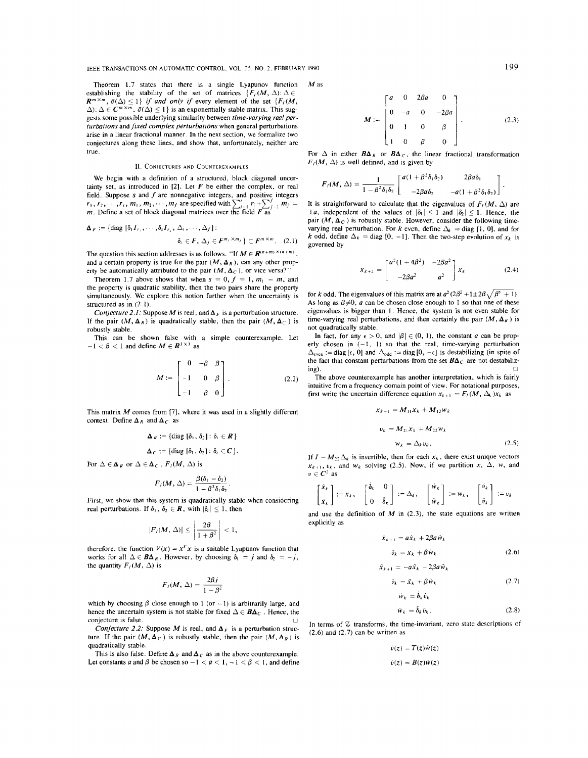Theorem 1.7 states that there is a single Lyapunov function establishing the stability of the set of matrices $\{F_l(M, \Delta): \Delta \in \mathbf{R}^{m\times m}, \bar{\sigma}(\Delta) \leq 1\}$ *if and only if* every element of the set $\{F_l(M, \Delta): \Delta \in \mathbf{C}^{m\times m}, \bar{\sigma}(\Delta) \leq 1\}$ is an exponentially stable matrix. This suggests some possible underlying similarity between *time-varying real perturbations* and *fixed complex perturbations* when general perturbations arise in a linear fractional manner. In the next section, we formalize two conjectures along these lines, and show that, unfortunately, neither are true.

## II. Conjectures and Counterexamples

We begin with a definition of a structured, block diagonal uncertainty set, as introduced in [2]. Let $F$ be either the complex, or real field. Suppose $s$ and $f$ are nonnegative integers, and positive integers $r_1, r_2, \cdots, r_s, m_1, m_2, \cdots, m_f$ are specified with $\sum_{i=1}^{s} r_i + \sum_{j=1}^{f} m_j = m$. Define a set of block diagonal matrices over the field $F$ as

$$\Delta_F := \{\text{diag}\,[\delta_1 I_{r_1}, \cdots, \delta_s I_{r_s}, \Delta_1, \cdots, \Delta_f]: \delta_i \in F, \Delta_j \in F^{m_j\times m_j}\} \subset F^{m\times m}. \quad (2.1)$$

The question this section addresses is as follows. "If $M \in \mathbf{R}^{(n+m)\times(n+m)}$, and a certain property is true for the pair $(M, \Delta_R)$, can any other property be automatically attributed to the pair $(M, \Delta_C)$, or vice versa?"

Theorem 1.7 above shows that when $s = 0$, $f = 1$, $m_1 = m$, and the property is quadratic stability, then the two pairs share the property simultaneously. We explore this notion further when the uncertainty is structured as in (2.1).

*Conjecture 2.1:* Suppose $M$ is real, and $\Delta_F$ is a perturbation structure. If the pair $(M, \Delta_R)$ is quadratically stable, then the pair $(M, \Delta_C)$ is robustly stable.

This can be shown false with a simple counterexample. Let $-1 < \beta < 1$ and define $M \in \mathbf{R}^{3\times 3}$ as

$$M := \begin{bmatrix} 0 & -\beta & \beta \\ -1 & 0 & \beta \\ -1 & \beta & 0 \end{bmatrix}. \quad (2.2)$$

This matrix $M$ comes from [7], where it was used in a slightly different context. Define $\Delta_R$ and $\Delta_C$ as

$$\Delta_R := \{\text{diag}\,[\delta_1, \delta_2]: \delta_i \in \mathbf{R}\}$$

$$\Delta_C := \{\text{diag}\,[\delta_1, \delta_2]: \delta_i \in \mathbf{C}\}.$$

For $\Delta \in \Delta_R$ or $\Delta \in \Delta_C$, $F_l(M, \Delta)$ is

$$F_l(M, \Delta) = \frac{\beta(\delta_1 - \delta_2)}{1 - \beta^2\delta_1\delta_2}.$$

First, we show that this system is quadratically stable when considering real perturbations. If $\delta_1, \delta_2 \in \mathbf{R}$, with $|\delta_i| \leq 1$, then

$$|F_l(M, \Delta)| \leq \left|\frac{2\beta}{1+\beta^2}\right| < 1,$$

therefore, the function $V(x) = x^T x$ is a suitable Lyapunov function that works for all $\Delta \in \mathbf{B}\Delta_R$. However, by choosing $\delta_1 = j$ and $\delta_2 = -j$, the quantity $F_l(M, \Delta)$ is

$$F_l(M, \Delta) = \frac{2\beta j}{1 - \beta^2}$$

which by choosing $\beta$ close enough to 1 (or $-1$) is arbitrarily large, and hence the uncertain system is not stable for fixed $\Delta \in \mathbf{B}\Delta_C$. Hence, the conjecture is false. □

*Conjecture 2.2:* Suppose $M$ is real, and $\Delta_F$ is a perturbation structure. If the pair $(M, \Delta_C)$ is robustly stable, then the pair $(M, \Delta_R)$ is quadratically stable.

This is also false. Define $\Delta_R$ and $\Delta_C$ as in the above counterexample. Let constants $a$ and $\beta$ be chosen so $-1 < a < 1$, $-1 < \beta < 1$, and define $M$ as

$$M := \begin{bmatrix} a & 0 & 2\beta a & 0 \\ 0 & -a & 0 & -2\beta a \\ 0 & 1 & 0 & \beta \\ 1 & 0 & \beta & 0 \end{bmatrix}. \quad (2.3)$$

For $\Delta$ in either $\mathbf{B}\Delta_R$ or $\mathbf{B}\Delta_C$, the linear fractional transformation $F_l(M, \Delta)$ is well defined, and is given by

$$F_l(M, \Delta) = \frac{1}{1 - \beta^2\delta_1\delta_2}\begin{bmatrix} a(1+\beta^2\delta_1\delta_2) & 2\beta a\delta_1 \\ -2\beta a\delta_2 & -a(1+\beta^2\delta_1\delta_2) \end{bmatrix}.$$

It is straightforward to calculate that the eigenvalues of $F_l(M, \Delta)$ are $\pm a$, independent of the values of $|\delta_1| \leq 1$ and $|\delta_2| \leq 1$. Hence, the pair $(M, \Delta_C)$ is robustly stable. However, consider the following time-varying real perturbation. For $k$ even, define $\Delta_k = \text{diag}\,[1, 0]$, and for $k$ odd, define $\Delta_k = \text{diag}\,[0, -1]$. Then the two-step evolution of $x_k$ is governed by

$$x_{k+2} = \begin{bmatrix} a^2(1-4\beta^2) & -2\beta a^2 \\ -2\beta a^2 & a^2 \end{bmatrix} x_k \quad (2.4)$$

for $k$ odd. The eigenvalues of this matrix are at $a^2(2\beta^2 + 1 \pm 2\beta\sqrt{\beta^2+1})$. As long as $\beta \neq 0$, $a$ can be chosen close enough to 1 so that one of these eigenvalues is bigger than 1. Hence, the system is not even stable for time-varying real perturbations, and then certainly the pair $(M, \Delta_R)$ is not quadratically stable.

In fact, for any $\epsilon > 0$, and $|\beta| \in (0, 1)$, the constant $a$ can be properly chosen in $(-1, 1)$ so that the real, time-varying perturbation $\Delta_{\text{even}} := \text{diag}\,[\epsilon, 0]$ and $\Delta_{\text{odd}} := \text{diag}\,[0, -\epsilon]$ is destabilizing (in spite of the fact that constant perturbations from the set $\mathbf{B}\Delta_C$ are not destabilizing). □

The above counterexample has another interpretation, which is fairly intuitive from a frequency domain point of view. For notational purposes, first write the uncertain difference equation $x_{k+1} = F_l(M, \Delta_k)x_k$ as

$$x_{k+1} = M_{11}x_k + M_{12}w_k$$

$$v_k = M_{21}x_k + M_{22}w_k$$

$$w_k = \Delta_k v_k. \quad (2.5)$$

If $I - M_{22}\Delta_k$ is invertible, then for each $x_k$, there exist unique vectors $x_{k+1}$, $v_k$, and $w_k$ solving (2.5). Now, if we partition $x$, $\Delta$, $w$, and $v \in \mathbf{C}^2$ as

$$\begin{bmatrix} \hat{x}_k \\ \tilde{x}_k \end{bmatrix} := x_k, \quad \begin{bmatrix} \hat{\delta}_k & 0 \\ 0 & \tilde{\delta}_k \end{bmatrix} := \Delta_k, \quad \begin{bmatrix} \hat{w}_k \\ \tilde{w}_k \end{bmatrix} := w_k, \quad \begin{bmatrix} \hat{v}_k \\ \tilde{v}_k \end{bmatrix} := v_k$$

and use the definition of $M$ in (2.3), the state equations are written explicitly as

$$\hat{x}_{k+1} = a\hat{x}_k + 2\beta a\hat{w}_k$$

$$\tilde{v}_k = \hat{x}_k + \beta\hat{w}_k \quad (2.6)$$

$$\tilde{x}_{k+1} = -a\tilde{x}_k - 2\beta a\tilde{w}_k$$

$$\hat{v}_k = \tilde{x}_k + \beta\tilde{w}_k \quad (2.7)$$

$$\hat{w}_k = \hat{\delta}_k\hat{v}_k$$

$$\tilde{w}_k = \tilde{\delta}_k\tilde{v}_k. \quad (2.8)$$

In terms of $\mathcal{Z}$ transforms, the time-invariant, zero state descriptions of (2.6) and (2.7) can be written as

$$\tilde{v}(z) = T(z)\hat{w}(z)$$

$$\hat{v}(z) = B(z)\tilde{w}(z)$$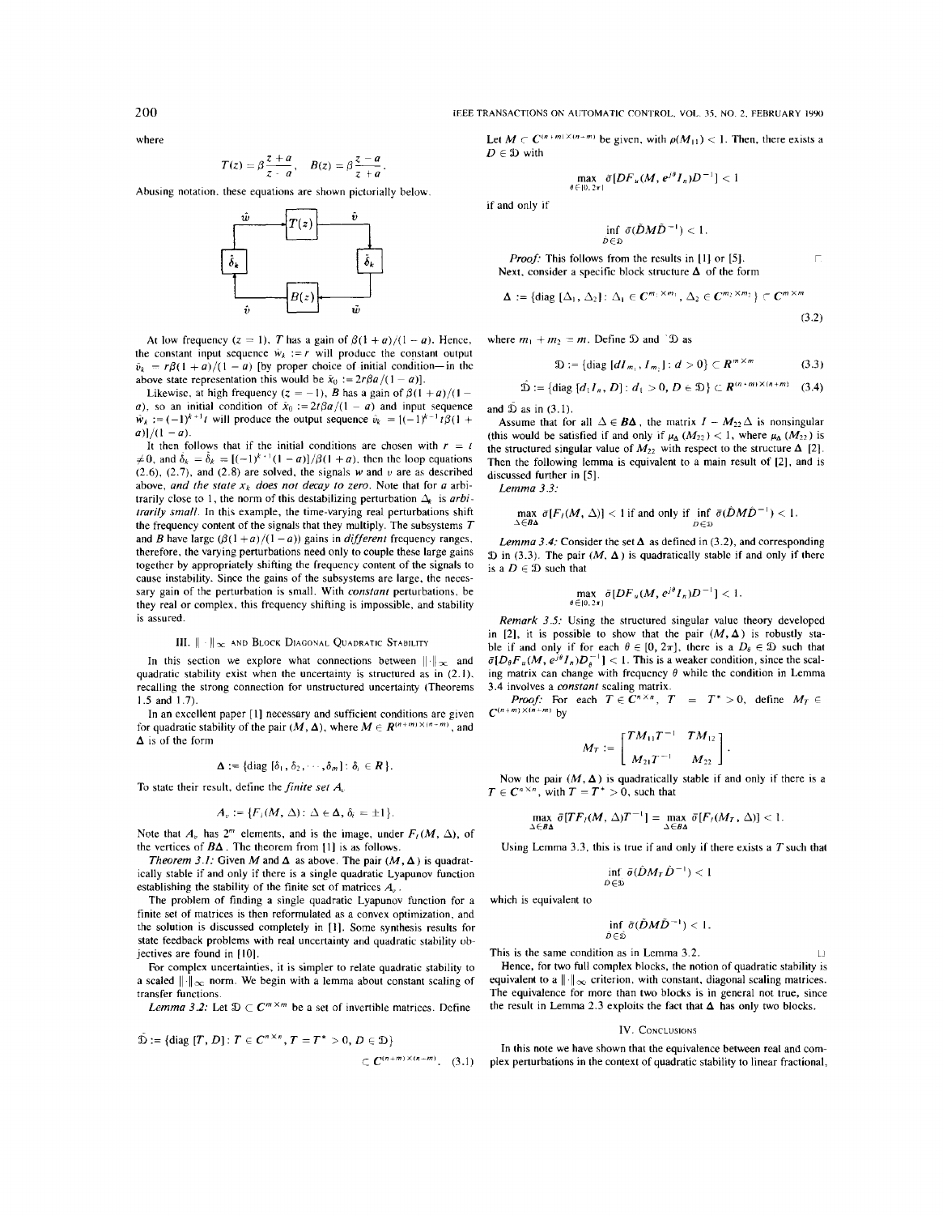where

$$T(z) = \beta \frac{z+a}{z-a}, \quad B(z) = \beta \frac{z-a}{z+a}.$$

Abusing notation, these equations are shown pictorially below.

At low frequency ($z = 1$), $T$ has a gain of $\beta(1+a)/(1-a)$. Hence, the constant input sequence $\hat{w}_k := r$ will produce the constant output $\hat{v}_k = r\beta(1+a)/(1-a)$ [by proper choice of initial condition—in the above state representation this would be $\hat{x}_0 := 2r\beta a/(1-a)$].

Likewise, at high frequency ($z = -1$), $B$ has a gain of $\beta(1+a)/(1-a)$, so an initial condition of $\bar{x}_0 := 2t\beta a/(1-a)$ and input sequence $\bar{w}_k := (-1)^{k+1}t$ will produce the output sequence $\bar{v}_k = [(-1)^{k-1}t\beta(1+a)]/(1-a)$.

It then follows that if the initial conditions are chosen with $r = t \neq 0$, and $\delta_k = \hat{\delta}_k = [(-1)^{k+1}(1-a)]/\beta(1+a)$, then the loop equations (2.6), (2.7), and (2.8) are solved, the signals $w$ and $v$ are as described above, *and the state $x_k$ does not decay to zero*. Note that for $a$ arbitrarily close to 1, the norm of this destabilizing perturbation $\Delta_k$ is *arbitrarily small*. In this example, the time-varying real perturbations shift the frequency content of the signals that they multiply. The subsystems $T$ and $B$ have large $(\beta(1+a)/(1-a))$ gains in *different* frequency ranges, therefore, the varying perturbations need only to couple these large gains together by appropriately shifting the frequency content of the signals to cause instability. Since the gains of the subsystems are large, the necessary gain of the perturbation is small. With *constant* perturbations, be they real or complex, this frequency shifting is impossible, and stability is assured.

## III. $\|\cdot\|_\infty$ and Block Diagonal Quadratic Stability

In this section we explore what connections between $\|\cdot\|_\infty$ and quadratic stability exist when the uncertainty is structured as in (2.1), recalling the strong connection for unstructured uncertainty (Theorems 1.5 and 1.7).

In an excellent paper [1] necessary and sufficient conditions are given for quadratic stability of the pair $(M, \Delta)$, where $M \in R^{(n+m)\times(n+m)}$, and $\Delta$ is of the form

$$\Delta := \{\text{diag}\,[\delta_1, \delta_2, \cdots, \delta_m] : \delta_i \in R\}.$$

To state their result, define the *finite set* $A_v$

$$A_v := \{F_l(M, \Delta) : \Delta \in \Delta, \delta_i = \pm 1\}.$$

Note that $A_v$ has $2^m$ elements, and is the image, under $F_l(M, \Delta)$, of the vertices of $B\Delta$. The theorem from [1] is as follows.

*Theorem 3.1:* Given $M$ and $\Delta$ as above. The pair $(M, \Delta)$ is quadratically stable if and only if there is a single quadratic Lyapunov function establishing the stability of the finite set of matrices $A_v$.

The problem of finding a single quadratic Lyapunov function for a finite set of matrices is then reformulated as a convex optimization, and the solution is discussed completely in [1]. Some synthesis results for state feedback problems with real uncertainty and quadratic stability objectives are found in [10].

For complex uncertainties, it is simpler to relate quadratic stability to a scaled $\|\cdot\|_\infty$ norm. We begin with a lemma about constant scaling of transfer functions.

*Lemma 3.2:* Let $\mathfrak{D} \subset C^{m\times m}$ be a set of invertible matrices. Define

$$\hat{\mathfrak{D}} := \{\text{diag}\,[T, D] : T \in C^{n\times n}, T = T^* > 0, D \in \mathfrak{D}\} \subset C^{(n+m)\times(n+m)}. \quad (3.1)$$

Let $M \subset C^{(n+m)\times(n+m)}$ be given, with $\rho(M_{11}) < 1$. Then, there exists a $D \in \mathfrak{D}$ with

$$\max_{\theta\in[0,2\pi]} \bar{\sigma}[DF_u(M, e^{j\theta}I_n)D^{-1}] < 1$$

if and only if

$$\inf_{\hat{D}\in\hat{\mathfrak{D}}} \bar{\sigma}(\hat{D}M\hat{D}^{-1}) < 1.$$

*Proof:* This follows from the results in [1] or [5]. □

Next, consider a specific block structure $\Delta$ of the form

$$\Delta := \{\text{diag}\,[\Delta_1, \Delta_2] : \Delta_1 \in C^{m_1\times m_1}, \Delta_2 \in C^{m_2\times m_2}\} \subset C^{m\times m} \quad (3.2)$$

where $m_1 + m_2 = m$. Define $\mathfrak{D}$ and $\hat{\mathfrak{D}}$ as

$$\mathfrak{D} := \{\text{diag}\,[dI_{m_1}, I_{m_2}] : d > 0\} \subset R^{m\times m} \quad (3.3)$$

$$\hat{\mathfrak{D}} := \{\text{diag}\,[d_1 I_n, D] : d_1 > 0, D \in \mathfrak{D}\} \subset R^{(n+m)\times(n+m)} \quad (3.4)$$

and $\hat{\mathfrak{D}}$ as in (3.1).

Assume that for all $\Delta \in B\Delta$, the matrix $I - M_{22}\Delta$ is nonsingular (this would be satisfied if and only if $\mu_\Delta(M_{22}) < 1$, where $\mu_\Delta(M_{22})$ is the structured singular value of $M_{22}$ with respect to the structure $\Delta$ [2]. Then the following lemma is equivalent to a main result of [2], and is discussed further in [5].

*Lemma 3.3:*

$$\max_{\Delta\in B\Delta} \bar{\sigma}[F_l(M, \Delta)] < 1 \text{ if and only if } \inf_{D\in\mathfrak{D}} \bar{\sigma}(\hat{D}M\hat{D}^{-1}) < 1.$$

*Lemma 3.4:* Consider the set $\Delta$ as defined in (3.2), and corresponding $\mathfrak{D}$ in (3.3). The pair $(M, \Delta)$ is quadratically stable if and only if there is a $D \in \mathfrak{D}$ such that

$$\max_{\theta\in[0,2\pi]} \bar{\sigma}[DF_u(M, e^{j\theta}I_n)D^{-1}] < 1.$$

*Remark 3.5:* Using the structured singular value theory developed in [2], it is possible to show that the pair $(M, \Delta)$ is robustly stable if and only if for each $\theta \in [0, 2\pi]$, there is a $D_\theta \in \mathfrak{D}$ such that $\bar{\sigma}[D_\theta F_u(M, e^{j\theta}I_n)D_\theta^{-1}] < 1$. This is a weaker condition, since the scaling matrix can change with frequency $\theta$ while the condition in Lemma 3.4 involves a *constant* scaling matrix.

*Proof:* For each $T \in C^{n\times n}$, $T = T^* > 0$, define $M_T \in C^{(n+m)\times(n+m)}$ by

$$M_T := \begin{bmatrix} TM_{11}T^{-1} & TM_{12} \\ M_{21}T^{-1} & M_{22} \end{bmatrix}.$$

Now the pair $(M, \Delta)$ is quadratically stable if and only if there is a $T \in C^{n\times n}$, with $T = T^* > 0$, such that

$$\max_{\Delta\in B\Delta} \bar{\sigma}[TF_l(M, \Delta)T^{-1}] = \max_{\Delta\in B\Delta} \bar{\sigma}[F_l(M_T, \Delta)] < 1.$$

Using Lemma 3.3, this is true if and only if there exists a $T$ such that

$$\inf_{D\in\mathfrak{D}} \bar{\sigma}(\hat{D}M_T\hat{D}^{-1}) < 1$$

which is equivalent to

$$\inf_{\hat{D}\in\hat{\mathfrak{D}}} \bar{\sigma}(\hat{D}M\hat{D}^{-1}) < 1.$$

This is the same condition as in Lemma 3.2. □

Hence, for two full complex blocks, the notion of quadratic stability is equivalent to a $\|\cdot\|_\infty$ criterion, with constant, diagonal scaling matrices. The equivalence for more than two blocks is in general not true, since the result in Lemma 2.3 exploits the fact that $\Delta$ has only two blocks.

## IV. Conclusions

In this note we have shown that the equivalence between real and complex perturbations in the context of quadratic stability to linear fractional,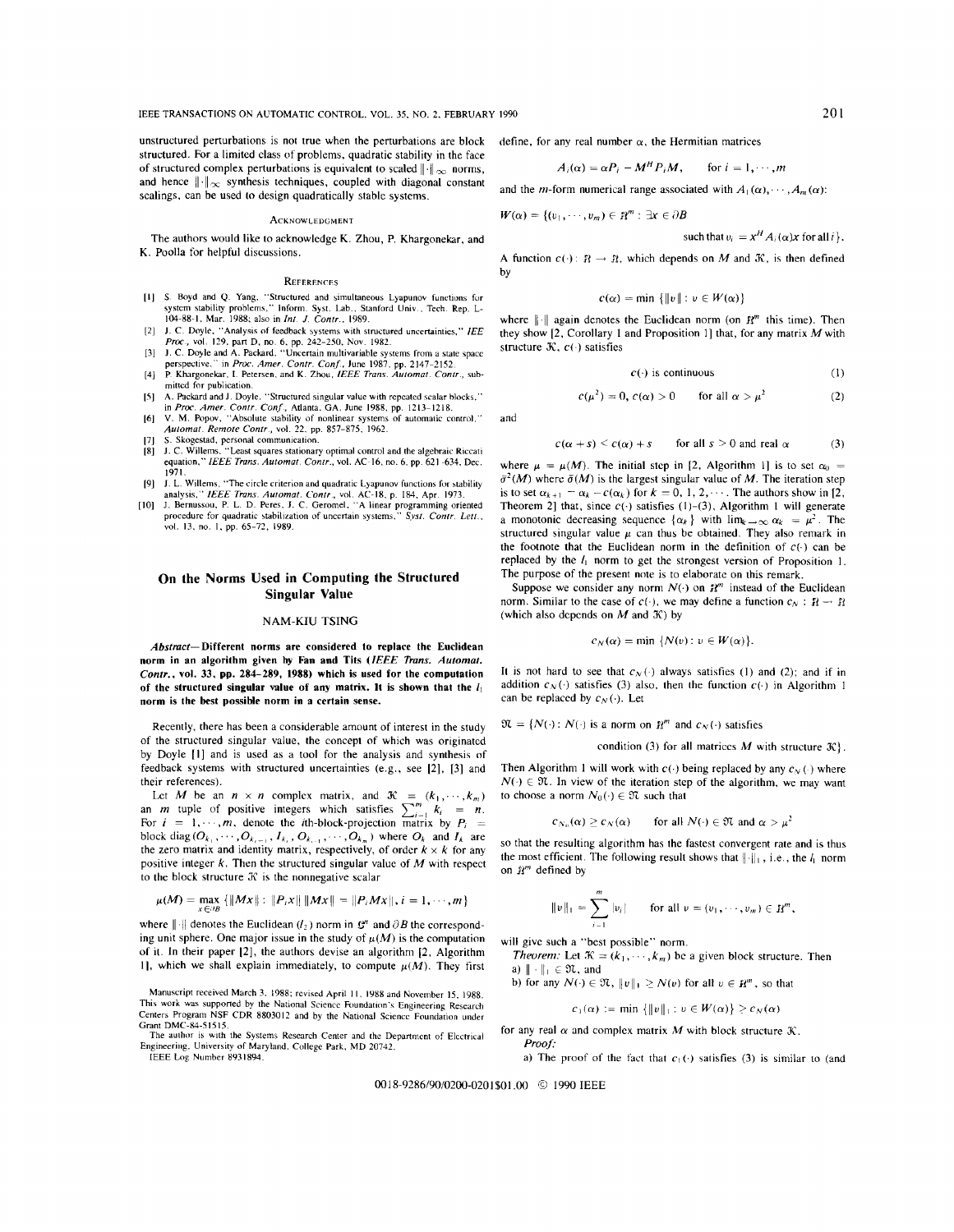unstructured perturbations is not true when the perturbations are block structured. For a limited class of problems, quadratic stability in the face of structured complex perturbations is equivalent to scaled $\|\cdot\|_\infty$ norms, and hence $\|\cdot\|_\infty$ synthesis techniques, coupled with diagonal constant scalings, can be used to design quadratically stable systems.

## Acknowledgment

The authors would like to acknowledge K. Zhou, P. Khargonekar, and K. Poolla for helpful discussions.

## References

[1] S. Boyd and Q. Yang, "Structured and simultaneous Lyapunov functions for system stability problems," Inform. Syst. Lab., Stanford Univ., Tech. Rep. L-104-88-1, Mar. 1988; also in *Int. J. Contr.*, 1989.

[2] J. C. Doyle, "Analysis of feedback systems with structured uncertainties," *IEE Proc.*, vol. 129, part D, no. 6, pp. 242–250, Nov. 1982.

[3] J. C. Doyle and A. Packard, "Uncertain multivariable systems from a state space perspective," in *Proc. Amer. Contr. Conf.*, June 1987, pp. 2147–2152.

[4] P. Khargonekar, I. Petersen, and K. Zhou, *IEEE Trans. Automat. Contr.*, submitted for publication.

[5] A. Packard and J. Doyle, "Structured singular value with repeated scalar blocks," in *Proc. Amer. Contr. Conf.*, Atlanta, GA, June 1988, pp. 1213–1218.

[6] V. M. Popov, "Absolute stability of nonlinear systems of automatic control," *Automat. Remote Contr.*, vol. 22, pp. 857–875, 1962.

[7] S. Skogestad, personal communication.

[8] J. C. Willems, "Least squares stationary optimal control and the algebraic Riccati equation," *IEEE Trans. Automat. Contr.*, vol. AC-16, no. 6, pp. 621–634, Dec. 1971.

[9] J. L. Willems, "The circle criterion and quadratic Lyapunov functions for stability analysis," *IEEE Trans. Automat. Contr.*, vol. AC-18, p. 184, Apr. 1973.

[10] J. Bernussou, P. L. D. Peres, J. C. Geromel, "A linear programming oriented procedure for quadratic stabilization of uncertain systems," *Syst. Contr. Lett.*, vol. 13, no. 1, pp. 65–72, 1989.

# On the Norms Used in Computing the Structured Singular Value

NAM-KIU TSING

***Abstract*—Different norms are considered to replace the Euclidean norm in an algorithm given by Fan and Tits (*IEEE Trans. Automat. Contr.*, vol. 33, pp. 284–289, 1988) which is used for the computation of the structured singular value of any matrix. It is shown that the $l_1$ norm is the best possible norm in a certain sense.**

Recently, there has been a considerable amount of interest in the study of the structured singular value, the concept of which was originated by Doyle [1] and is used as a tool for the analysis and synthesis of feedback systems with structured uncertainties (e.g., see [2], [3] and their references).

Let $M$ be an $n \times n$ complex matrix, and $\mathcal{K} = (k_1, \cdots, k_m)$ an $m$ tuple of positive integers which satisfies $\sum_{i=1}^{m} k_i = n$. For $i = 1, \cdots, m$, denote the $i$th-block-projection matrix by $P_i = \text{block diag}(O_{k_1}, \cdots, O_{k_{i-1}}, I_{k_i}, O_{k_{i+1}}, \cdots, O_{k_m})$ where $O_k$ and $I_k$ are the zero matrix and identity matrix, respectively, of order $k \times k$ for any positive integer $k$. Then the structured singular value of $M$ with respect to the block structure $\mathcal{K}$ is the nonnegative scalar

$$\mu(M) = \max_{x \in \partial B} \{\|Mx\| : \|P_i x\| \, \|Mx\| = \|P_i Mx\|, \, i = 1, \cdots, m\}$$

where $\|\cdot\|$ denotes the Euclidean ($l_2$) norm in $\mathbb{C}^n$ and $\partial B$ the corresponding unit sphere. One major issue in the study of $\mu(M)$ is the computation of it. In their paper [2], the authors devise an algorithm [2, Algorithm 1], which we shall explain immediately, to compute $\mu(M)$. They first define, for any real number $\alpha$, the Hermitian matrices

$$A_i(\alpha) = \alpha P_i - M^H P_i M, \qquad \text{for } i = 1, \cdots, m$$

and the $m$-form numerical range associated with $A_1(\alpha), \cdots, A_m(\alpha)$:

$$W(\alpha) = \{(v_1, \cdots, v_m) \in \mathbb{R}^m : \exists x \in \partial B \text{ such that } v_i = x^H A_i(\alpha) x \text{ for all } i\}.$$

A function $c(\cdot): \mathbb{R} \to \mathbb{R}$, which depends on $M$ and $\mathcal{K}$, is then defined by

$$c(\alpha) = \min \{\|v\| : v \in W(\alpha)\}$$

where $\|\cdot\|$ again denotes the Euclidean norm (on $\mathbb{R}^m$ this time). Then they show [2, Corollary 1 and Proposition 1] that, for any matrix $M$ with structure $\mathcal{K}$, $c(\cdot)$ satisfies

$$c(\cdot) \text{ is continuous} \tag{1}$$

$$c(\mu^2) = 0, \; c(\alpha) > 0 \qquad \text{for all } \alpha > \mu^2 \tag{2}$$

and

$$c(\alpha + s) < c(\alpha) + s \qquad \text{for all } s > 0 \text{ and real } \alpha \tag{3}$$

where $\mu = \mu(M)$. The initial step in [2, Algorithm 1] is to set $\alpha_0 = \bar{\sigma}^2(M)$ where $\bar{\sigma}(M)$ is the largest singular value of $M$. The iteration step is to set $\alpha_{k+1} = \alpha_k - c(\alpha_k)$ for $k = 0, 1, 2, \cdots$. The authors show in [2, Theorem 2] that, since $c(\cdot)$ satisfies (1)–(3), Algorithm 1 will generate a monotonic decreasing sequence $\{\alpha_k\}$ with $\lim_{k \to \infty} \alpha_k = \mu^2$. The structured singular value $\mu$ can thus be obtained. They also remark in the footnote that the Euclidean norm in the definition of $c(\cdot)$ can be replaced by the $l_1$ norm to get the strongest version of Proposition 1. The purpose of the present note is to elaborate on this remark.

Suppose we consider any norm $N(\cdot)$ on $\mathbb{R}^m$ instead of the Euclidean norm. Similar to the case of $c(\cdot)$, we may define a function $c_N : \mathbb{R} \to \mathbb{R}$ (which also depends on $M$ and $\mathcal{K}$) by

$$c_N(\alpha) = \min \{N(v) : v \in W(\alpha)\}.$$

It is not hard to see that $c_N(\cdot)$ always satisfies (1) and (2); and if in addition $c_N(\cdot)$ satisfies (3) also, then the function $c(\cdot)$ in Algorithm 1 can be replaced by $c_N(\cdot)$. Let

$$\mathfrak{N} = \{N(\cdot) : N(\cdot) \text{ is a norm on } \mathbb{R}^m \text{ and } c_N(\cdot) \text{ satisfies condition (3) for all matrices } M \text{ with structure } \mathcal{K}\}.$$

Then Algorithm 1 will work with $c(\cdot)$ being replaced by any $c_N(\cdot)$ where $N(\cdot) \in \mathfrak{N}$. In view of the iteration step of the algorithm, we may want to choose a norm $N_0(\cdot) \in \mathfrak{N}$ such that

$$c_{N_0}(\alpha) \geq c_N(\alpha) \qquad \text{for all } N(\cdot) \in \mathfrak{N} \text{ and } \alpha > \mu^2$$

so that the resulting algorithm has the fastest convergent rate and is thus the most efficient. The following result shows that $\|\cdot\|_1$, i.e., the $l_1$ norm on $\mathbb{R}^m$ defined by

$$\|v\|_1 = \sum_{i=1}^{m} |v_i| \qquad \text{for all } v = (v_1, \cdots, v_m) \in \mathbb{R}^m,$$

will give such a "best possible" norm.

*Theorem:* Let $\mathcal{K} = (k_1, \cdots, k_m)$ be a given block structure. Then

a) $\|\cdot\|_1 \in \mathfrak{N}$, and

b) for any $N(\cdot) \in \mathfrak{N}$, $\|v\|_1 \geq N(v)$ for all $v \in \mathbb{R}^m$, so that

$$c_1(\alpha) := \min \{\|v\|_1 : v \in W(\alpha)\} \geq c_N(\alpha)$$

for any real $\alpha$ and complex matrix $M$ with block structure $\mathcal{K}$.

*Proof:*

a) The proof of the fact that $c_1(\cdot)$ satisfies (3) is similar to (and

Manuscript received March 3, 1988; revised April 11, 1988 and November 15, 1988. This work was supported by the National Science Foundation's Engineering Research Centers Program NSF CDR 8803012 and by the National Science Foundation under Grant DMC-84-51515.

The author is with the Systems Research Center and the Department of Electrical Engineering, University of Maryland, College Park, MD 20742.

IEEE Log Number 8931894.